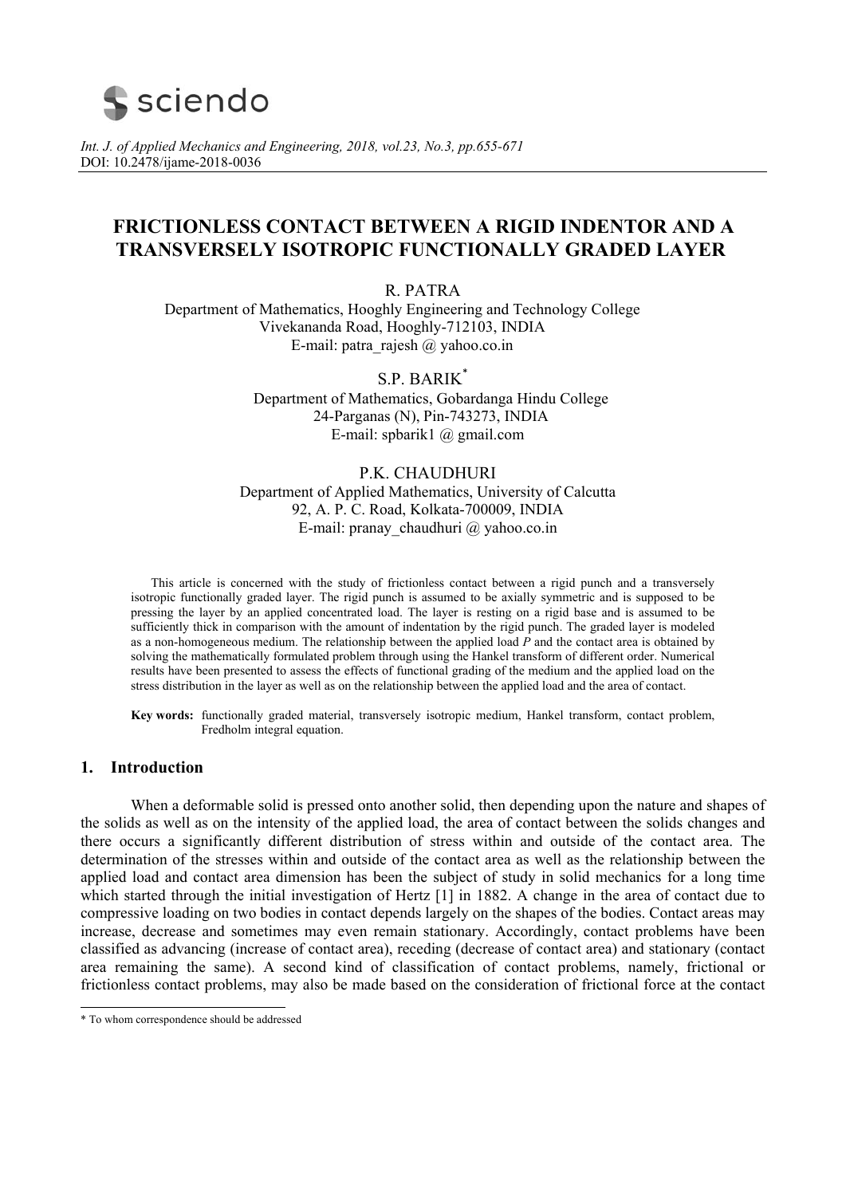# FRICTIONLESS CONTACT BETWEEN A RIGID INDENTOR AND A TRANSVERSELY ISOTROPIC FUNCTIONALLY GRADED LAYER

R. PATRA
Department of Mathematics, Hooghly Engineering and Technology College
Vivekananda Road, Hooghly-712103, INDIA
E-mail: patra_rajesh @ yahoo.co.in

S.P. BARIK*
Department of Mathematics, Gobardanga Hindu College
24-Parganas (N), Pin-743273, INDIA
E-mail: spbarik1 @ gmail.com

P.K. CHAUDHURI
Department of Applied Mathematics, University of Calcutta
92, A. P. C. Road, Kolkata-700009, INDIA
E-mail: pranay_chaudhuri @ yahoo.co.in

This article is concerned with the study of frictionless contact between a rigid punch and a transversely isotropic functionally graded layer. The rigid punch is assumed to be axially symmetric and is supposed to be pressing the layer by an applied concentrated load. The layer is resting on a rigid base and is assumed to be sufficiently thick in comparison with the amount of indentation by the rigid punch. The graded layer is modeled as a non-homogeneous medium. The relationship between the applied load $P$ and the contact area is obtained by solving the mathematically formulated problem through using the Hankel transform of different order. Numerical results have been presented to assess the effects of functional grading of the medium and the applied load on the stress distribution in the layer as well as on the relationship between the applied load and the area of contact.

**Key words:** functionally graded material, transversely isotropic medium, Hankel transform, contact problem, Fredholm integral equation.

## 1. Introduction

When a deformable solid is pressed onto another solid, then depending upon the nature and shapes of the solids as well as on the intensity of the applied load, the area of contact between the solids changes and there occurs a significantly different distribution of stress within and outside of the contact area. The determination of the stresses within and outside of the contact area as well as the relationship between the applied load and contact area dimension has been the subject of study in solid mechanics for a long time which started through the initial investigation of Hertz [1] in 1882. A change in the area of contact due to compressive loading on two bodies in contact depends largely on the shapes of the bodies. Contact areas may increase, decrease and sometimes may even remain stationary. Accordingly, contact problems have been classified as advancing (increase of contact area), receding (decrease of contact area) and stationary (contact area remaining the same). A second kind of classification of contact problems, namely, frictional or frictionless contact problems, may also be made based on the consideration of frictional force at the contact

* To whom correspondence should be addressed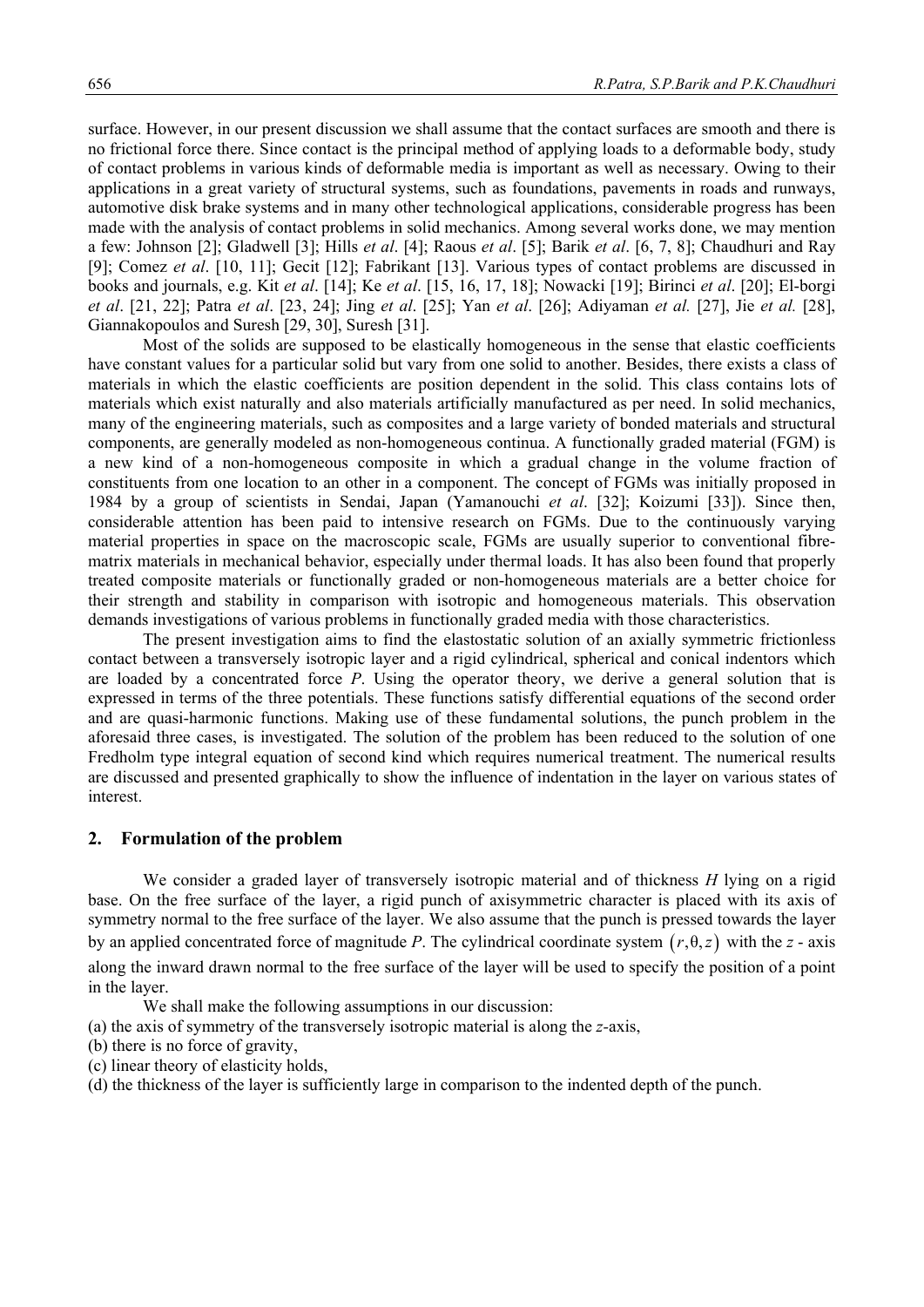surface. However, in our present discussion we shall assume that the contact surfaces are smooth and there is no frictional force there. Since contact is the principal method of applying loads to a deformable body, study of contact problems in various kinds of deformable media is important as well as necessary. Owing to their applications in a great variety of structural systems, such as foundations, pavements in roads and runways, automotive disk brake systems and in many other technological applications, considerable progress has been made with the analysis of contact problems in solid mechanics. Among several works done, we may mention a few: Johnson [2]; Gladwell [3]; Hills *et al*. [4]; Raous *et al*. [5]; Barik *et al*. [6, 7, 8]; Chaudhuri and Ray [9]; Comez *et al*. [10, 11]; Gecit [12]; Fabrikant [13]. Various types of contact problems are discussed in books and journals, e.g. Kit *et al*. [14]; Ke *et al*. [15, 16, 17, 18]; Nowacki [19]; Birinci *et al*. [20]; El-borgi *et al*. [21, 22]; Patra *et al*. [23, 24]; Jing *et al*. [25]; Yan *et al*. [26]; Adiyaman *et al.* [27], Jie *et al.* [28], Giannakopoulos and Suresh [29, 30], Suresh [31].

Most of the solids are supposed to be elastically homogeneous in the sense that elastic coefficients have constant values for a particular solid but vary from one solid to another. Besides, there exists a class of materials in which the elastic coefficients are position dependent in the solid. This class contains lots of materials which exist naturally and also materials artificially manufactured as per need. In solid mechanics, many of the engineering materials, such as composites and a large variety of bonded materials and structural components, are generally modeled as non-homogeneous continua. A functionally graded material (FGM) is a new kind of a non-homogeneous composite in which a gradual change in the volume fraction of constituents from one location to an other in a component. The concept of FGMs was initially proposed in 1984 by a group of scientists in Sendai, Japan (Yamanouchi *et al*. [32]; Koizumi [33]). Since then, considerable attention has been paid to intensive research on FGMs. Due to the continuously varying material properties in space on the macroscopic scale, FGMs are usually superior to conventional fibre-matrix materials in mechanical behavior, especially under thermal loads. It has also been found that properly treated composite materials or functionally graded or non-homogeneous materials are a better choice for their strength and stability in comparison with isotropic and homogeneous materials. This observation demands investigations of various problems in functionally graded media with those characteristics.

The present investigation aims to find the elastostatic solution of an axially symmetric frictionless contact between a transversely isotropic layer and a rigid cylindrical, spherical and conical indentors which are loaded by a concentrated force *P*. Using the operator theory, we derive a general solution that is expressed in terms of the three potentials. These functions satisfy differential equations of the second order and are quasi-harmonic functions. Making use of these fundamental solutions, the punch problem in the aforesaid three cases, is investigated. The solution of the problem has been reduced to the solution of one Fredholm type integral equation of second kind which requires numerical treatment. The numerical results are discussed and presented graphically to show the influence of indentation in the layer on various states of interest.

## 2. Formulation of the problem

We consider a graded layer of transversely isotropic material and of thickness *H* lying on a rigid base. On the free surface of the layer, a rigid punch of axisymmetric character is placed with its axis of symmetry normal to the free surface of the layer. We also assume that the punch is pressed towards the layer by an applied concentrated force of magnitude *P*. The cylindrical coordinate system $(r, \theta, z)$ with the $z$ - axis along the inward drawn normal to the free surface of the layer will be used to specify the position of a point in the layer.

We shall make the following assumptions in our discussion:

(a) the axis of symmetry of the transversely isotropic material is along the *z*-axis,
(b) there is no force of gravity,
(c) linear theory of elasticity holds,
(d) the thickness of the layer is sufficiently large in comparison to the indented depth of the punch.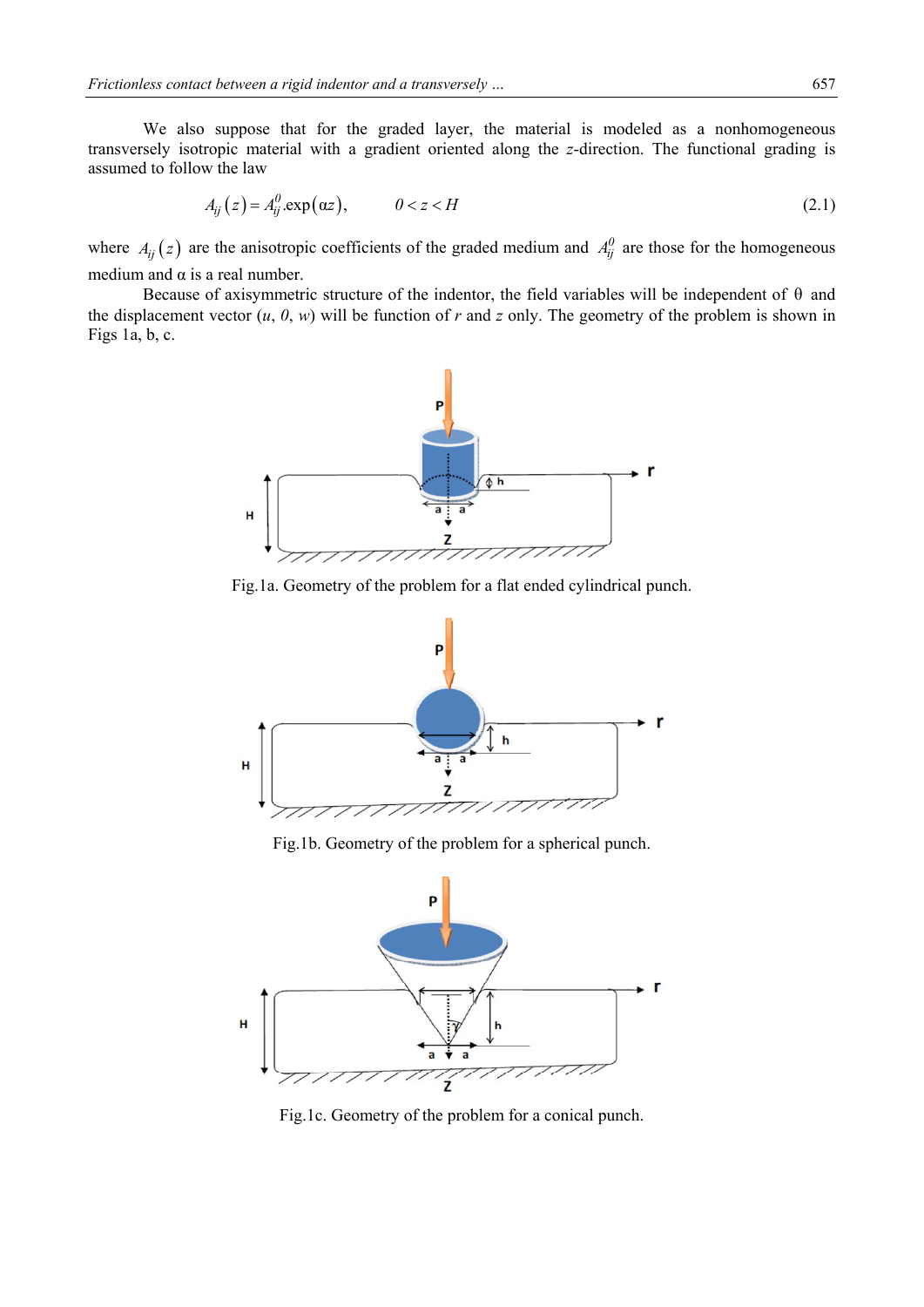We also suppose that for the graded layer, the material is modeled as a nonhomogeneous transversely isotropic material with a gradient oriented along the $z$-direction. The functional grading is assumed to follow the law

$$A_{ij}\left(z\right)=A_{ij}^{0}.\exp\left(\alpha z\right), \qquad 0<z<H \tag{2.1}$$

where $A_{ij}\left(z\right)$ are the anisotropic coefficients of the graded medium and $A_{ij}^{0}$ are those for the homogeneous medium and α is a real number.

Because of axisymmetric structure of the indentor, the field variables will be independent of θ and the displacement vector ($u$, $0$, $w$) will be function of $r$ and $z$ only. The geometry of the problem is shown in Figs 1a, b, c.

Fig.1a. Geometry of the problem for a flat ended cylindrical punch.

Fig.1b. Geometry of the problem for a spherical punch.

Fig.1c. Geometry of the problem for a conical punch.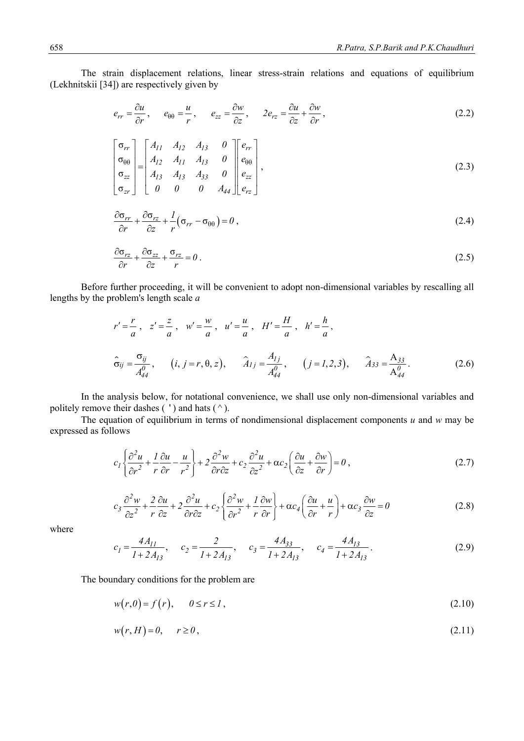The strain displacement relations, linear stress-strain relations and equations of equilibrium (Lekhnitskii [34]) are respectively given by

$$e_{rr} = \frac{\partial u}{\partial r}, \quad e_{\theta\theta} = \frac{u}{r}, \quad e_{zz} = \frac{\partial w}{\partial z}, \quad 2e_{rz} = \frac{\partial u}{\partial z} + \frac{\partial w}{\partial r}, \tag{2.2}$$

$$\begin{bmatrix} \sigma_{rr} \\ \sigma_{\theta\theta} \\ \sigma_{zz} \\ \sigma_{zr} \end{bmatrix} = \begin{bmatrix} A_{11} & A_{12} & A_{13} & 0 \\ A_{12} & A_{11} & A_{13} & 0 \\ A_{13} & A_{13} & A_{33} & 0 \\ 0 & 0 & 0 & A_{44} \end{bmatrix} \begin{bmatrix} e_{rr} \\ e_{\theta\theta} \\ e_{zz} \\ e_{rz} \end{bmatrix}, \tag{2.3}$$

$$\frac{\partial \sigma_{rr}}{\partial r} + \frac{\partial \sigma_{rz}}{\partial z} + \frac{1}{r}\left(\sigma_{rr} - \sigma_{\theta\theta}\right) = 0, \tag{2.4}$$

$$\frac{\partial \sigma_{rz}}{\partial r} + \frac{\partial \sigma_{zz}}{\partial z} + \frac{\sigma_{rz}}{r} = 0. \tag{2.5}$$

Before further proceeding, it will be convenient to adopt non-dimensional variables by rescalling all lengths by the problem's length scale $a$

$$r' = \frac{r}{a}, \quad z' = \frac{z}{a}, \quad w' = \frac{w}{a}, \quad u' = \frac{u}{a}, \quad H' = \frac{H}{a}, \quad h' = \frac{h}{a},$$

$$\hat{\sigma}_{ij} = \frac{\sigma_{ij}}{A_{44}^{0}}, \quad (i, j = r, \theta, z), \quad \hat{A}_{1j} = \frac{A_{1j}}{A_{44}^{0}}, \quad (j = 1,2,3), \quad \hat{A}_{33} = \frac{A_{33}}{A_{44}^{0}}. \tag{2.6}$$

In the analysis below, for notational convenience, we shall use only non-dimensional variables and politely remove their dashes ( ' ) and hats (^).

The equation of equilibrium in terms of nondimensional displacement components $u$ and $w$ may be expressed as follows

$$c_1\left\{\frac{\partial^2 u}{\partial r^2} + \frac{1}{r}\frac{\partial u}{\partial r} - \frac{u}{r^2}\right\} + 2\frac{\partial^2 w}{\partial r \partial z} + c_2\frac{\partial^2 u}{\partial z^2} + \alpha c_2\left(\frac{\partial u}{\partial z} + \frac{\partial w}{\partial r}\right) = 0, \tag{2.7}$$

$$c_3\frac{\partial^2 w}{\partial z^2} + \frac{2}{r}\frac{\partial u}{\partial z} + 2\frac{\partial^2 u}{\partial r \partial z} + c_2\left\{\frac{\partial^2 w}{\partial r^2} + \frac{1}{r}\frac{\partial w}{\partial r}\right\} + \alpha c_4\left(\frac{\partial u}{\partial r} + \frac{u}{r}\right) + \alpha c_3\frac{\partial w}{\partial z} = 0 \tag{2.8}$$

where

$$c_1 = \frac{4A_{11}}{1 + 2A_{13}}, \quad c_2 = \frac{2}{1 + 2A_{13}}, \quad c_3 = \frac{4A_{33}}{1 + 2A_{13}}, \quad c_4 = \frac{4A_{13}}{1 + 2A_{13}}. \tag{2.9}$$

The boundary conditions for the problem are

$$w(r,0) = f(r), \quad 0 \le r \le 1, \tag{2.10}$$

$$w(r,H) = 0, \quad r \ge 0, \tag{2.11}$$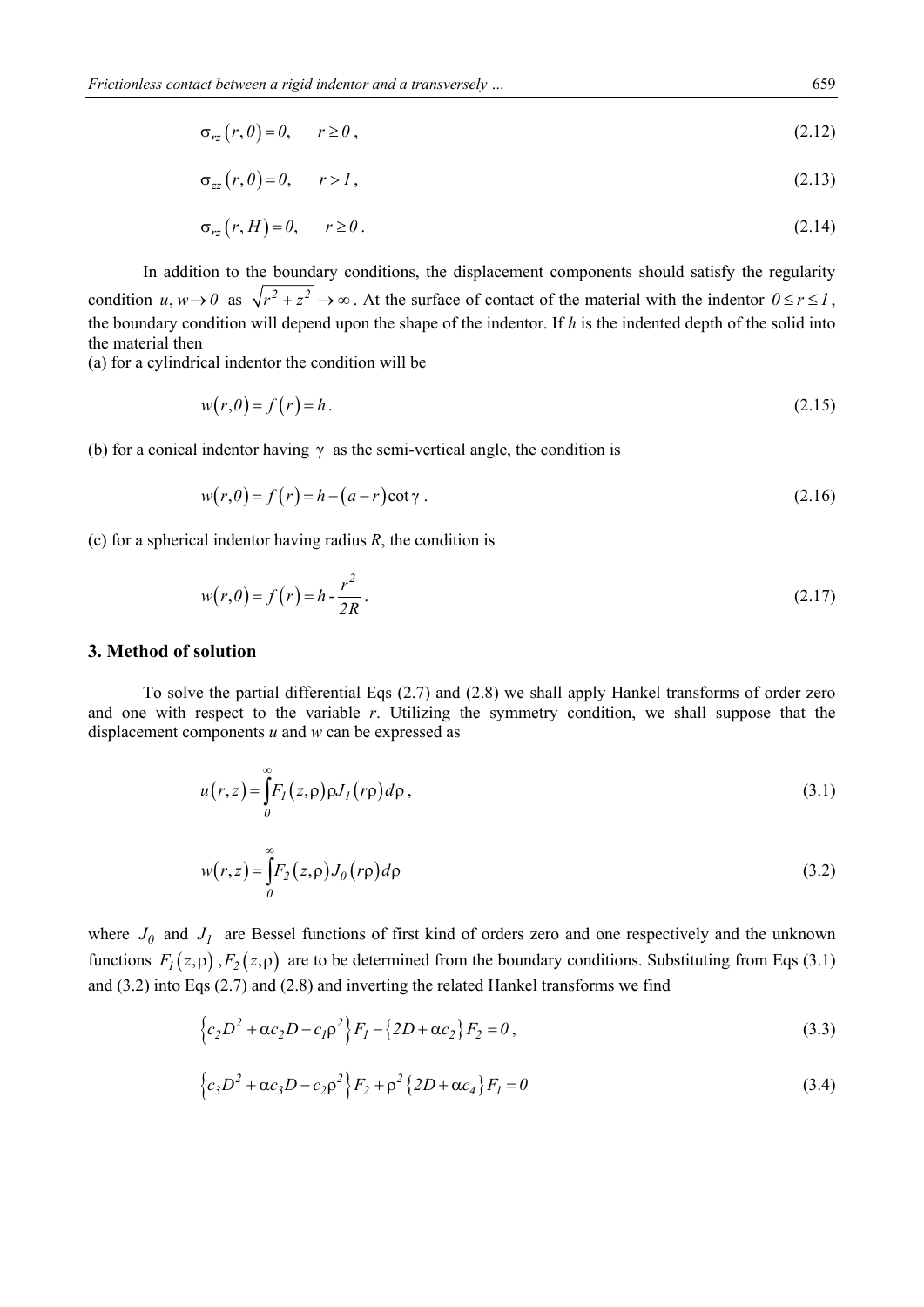$$\sigma_{rz}\left(r,0\right)=0, \qquad r\geq 0\,, \tag{2.12}$$

$$\sigma_{zz}\left(r,0\right)=0, \qquad r>1\,, \tag{2.13}$$

$$\sigma_{rz}\left(r,H\right)=0, \qquad r\geq 0\,. \tag{2.14}$$

In addition to the boundary conditions, the displacement components should satisfy the regularity condition $u,w\rightarrow 0$ as $\sqrt{r^2+z^2}\rightarrow\infty$. At the surface of contact of the material with the indentor $0\leq r\leq 1$, the boundary condition will depend upon the shape of the indentor. If $h$ is the indented depth of the solid into the material then

(a) for a cylindrical indentor the condition will be

$$w\left(r,0\right)=f\left(r\right)=h\,. \tag{2.15}$$

(b) for a conical indentor having $\gamma$ as the semi-vertical angle, the condition is

$$w\left(r,0\right)=f\left(r\right)=h-\left(a-r\right)\cot\gamma\,. \tag{2.16}$$

(c) for a spherical indentor having radius $R$, the condition is

$$w\left(r,0\right)=f\left(r\right)=h-\frac{r^2}{2R}\,. \tag{2.17}$$

## 3. Method of solution

To solve the partial differential Eqs (2.7) and (2.8) we shall apply Hankel transforms of order zero and one with respect to the variable $r$. Utilizing the symmetry condition, we shall suppose that the displacement components $u$ and $w$ can be expressed as

$$u\left(r,z\right)=\int_0^\infty F_1\left(z,\rho\right)\rho J_1\left(r\rho\right)d\rho\,, \tag{3.1}$$

$$w\left(r,z\right)=\int_0^\infty F_2\left(z,\rho\right)J_0\left(r\rho\right)d\rho \tag{3.2}$$

where $J_0$ and $J_1$ are Bessel functions of first kind of orders zero and one respectively and the unknown functions $F_1\left(z,\rho\right)$, $F_2\left(z,\rho\right)$ are to be determined from the boundary conditions. Substituting from Eqs (3.1) and (3.2) into Eqs (2.7) and (2.8) and inverting the related Hankel transforms we find

$$\left\{c_2D^2+\alpha c_2D-c_1\rho^2\right\}F_1-\left\{2D+\alpha c_2\right\}F_2=0\,, \tag{3.3}$$

$$\left\{c_3D^2+\alpha c_3D-c_2\rho^2\right\}F_2+\rho^2\left\{2D+\alpha c_4\right\}F_1=0 \tag{3.4}$$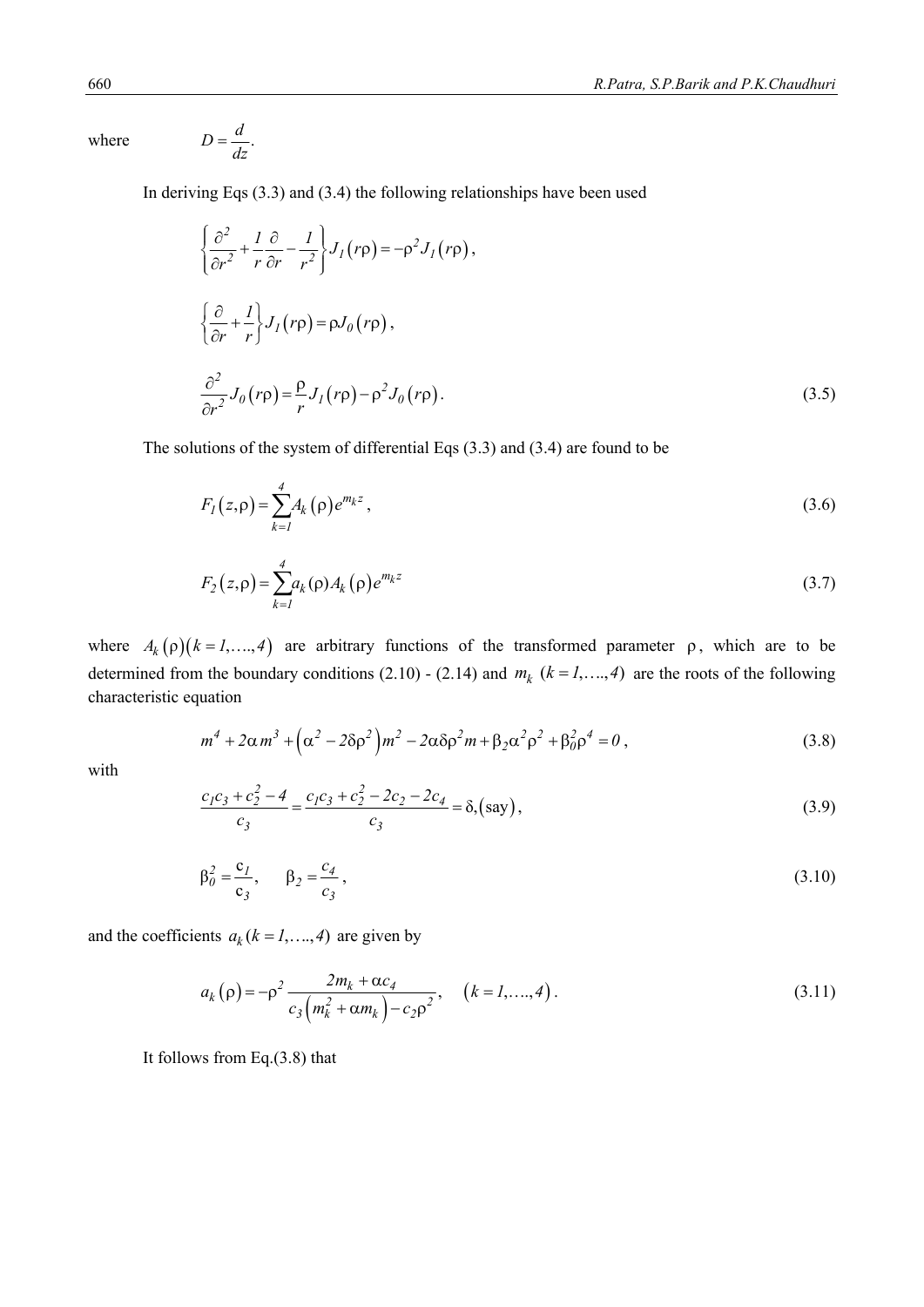where $$D = \frac{d}{dz}.$$

In deriving Eqs (3.3) and (3.4) the following relationships have been used

$$\left\{ \frac{\partial^2}{\partial r^2} + \frac{1}{r}\frac{\partial}{\partial r} - \frac{1}{r^2} \right\} J_1(r\rho) = -\rho^2 J_1(r\rho),$$

$$\left\{ \frac{\partial}{\partial r} + \frac{1}{r} \right\} J_1(r\rho) = \rho J_0(r\rho),$$

$$\frac{\partial^2}{\partial r^2} J_0(r\rho) = \frac{\rho}{r} J_1(r\rho) - \rho^2 J_0(r\rho). \tag{3.5}$$

The solutions of the system of differential Eqs (3.3) and (3.4) are found to be

$$F_1(z,\rho) = \sum_{k=1}^{4} A_k(\rho) e^{m_k z}, \tag{3.6}$$

$$F_2(z,\rho) = \sum_{k=1}^{4} a_k(\rho) A_k(\rho) e^{m_k z} \tag{3.7}$$

where $A_k(\rho)(k = 1,\ldots,4)$ are arbitrary functions of the transformed parameter $\rho$, which are to be determined from the boundary conditions (2.10) - (2.14) and $m_k$ $(k = 1,\ldots,4)$ are the roots of the following characteristic equation

$$m^4 + 2\alpha m^3 + \left(\alpha^2 - 2\delta\rho^2\right) m^2 - 2\alpha\delta\rho^2 m + \beta_2 \alpha^2 \rho^2 + \beta_0^2 \rho^4 = 0, \tag{3.8}$$

with

$$\frac{c_1 c_3 + c_2^2 - 4}{c_3} = \frac{c_1 c_3 + c_2^2 - 2c_2 - 2c_4}{c_3} = \delta, (\text{say}), \tag{3.9}$$

$$\beta_0^2 = \frac{c_1}{c_3}, \qquad \beta_2 = \frac{c_4}{c_3}, \tag{3.10}$$

and the coefficients $a_k$ $(k = 1,\ldots,4)$ are given by

$$a_k(\rho) = -\rho^2 \frac{2m_k + \alpha c_4}{c_3\left(m_k^2 + \alpha m_k\right) - c_2 \rho^2}, \qquad (k = 1,\ldots,4). \tag{3.11}$$

It follows from Eq.(3.8) that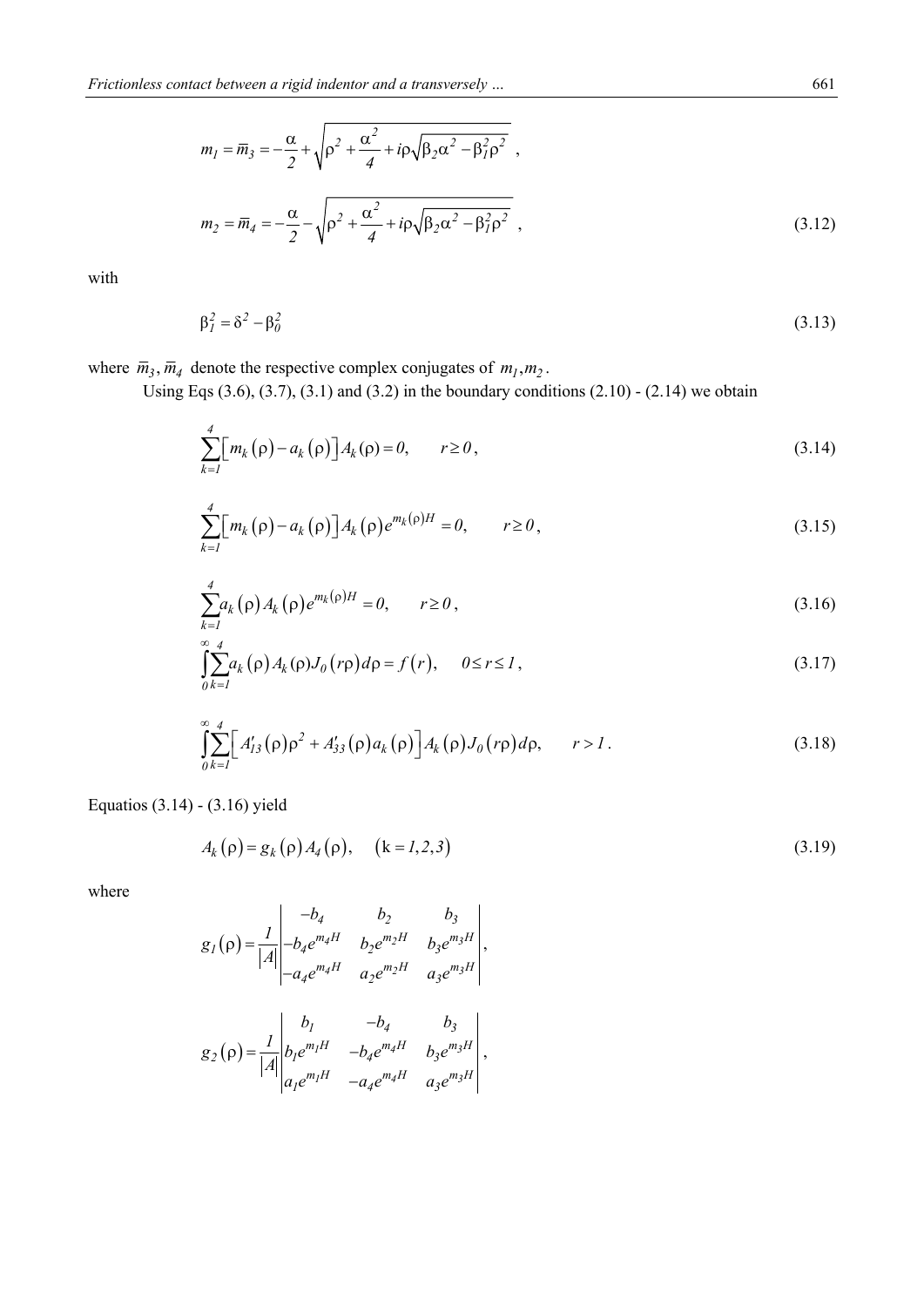$$m_1 = \bar{m}_3 = -\frac{\alpha}{2} + \sqrt{\rho^2 + \frac{\alpha^2}{4} + i\rho\sqrt{\beta_2\alpha^2 - \beta_1^2\rho^2}} \ ,$$

$$m_2 = \bar{m}_4 = -\frac{\alpha}{2} - \sqrt{\rho^2 + \frac{\alpha^2}{4} + i\rho\sqrt{\beta_2\alpha^2 - \beta_1^2\rho^2}} \ , \tag{3.12}$$

with

$$\beta_1^2 = \delta^2 - \beta_0^2 \tag{3.13}$$

where $\bar{m}_3, \bar{m}_4$ denote the respective complex conjugates of $m_1, m_2$.

Using Eqs (3.6), (3.7), (3.1) and (3.2) in the boundary conditions (2.10) - (2.14) we obtain

$$\sum_{k=1}^{4}\left[m_k(\rho) - a_k(\rho)\right]A_k(\rho) = 0, \qquad r \geq 0\,, \tag{3.14}$$

$$\sum_{k=1}^{4}\left[m_k(\rho) - a_k(\rho)\right]A_k(\rho)e^{m_k(\rho)H} = 0, \qquad r \geq 0\,, \tag{3.15}$$

$$\sum_{k=1}^{4}a_k(\rho)A_k(\rho)e^{m_k(\rho)H} = 0, \qquad r \geq 0\,, \tag{3.16}$$

$$\int_0^\infty \sum_{k=1}^{4} a_k(\rho)A_k(\rho)J_0(r\rho)d\rho = f(r), \qquad 0 \leq r \leq 1\,, \tag{3.17}$$

$$\int_0^\infty \sum_{k=1}^{4}\left[A'_{13}(\rho)\rho^2 + A'_{33}(\rho)a_k(\rho)\right]A_k(\rho)J_0(r\rho)d\rho, \qquad r > 1\,. \tag{3.18}$$

Equatios (3.14) - (3.16) yield

$$A_k(\rho) = g_k(\rho)A_4(\rho), \qquad (\mathrm{k} = 1,2,3) \tag{3.19}$$

where

$$g_1(\rho) = \frac{1}{|A|}\begin{vmatrix} -b_4 & b_2 & b_3 \\ -b_4e^{m_4H} & b_2e^{m_2H} & b_3e^{m_3H} \\ -a_4e^{m_4H} & a_2e^{m_2H} & a_3e^{m_3H} \end{vmatrix},$$

$$g_2(\rho) = \frac{1}{|A|}\begin{vmatrix} b_1 & -b_4 & b_3 \\ b_1e^{m_1H} & -b_4e^{m_4H} & b_3e^{m_3H} \\ a_1e^{m_1H} & -a_4e^{m_4H} & a_3e^{m_3H} \end{vmatrix},$$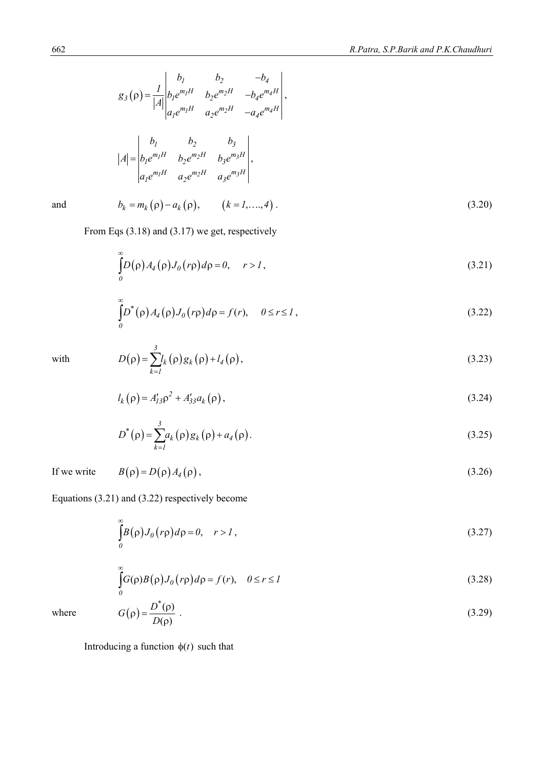$$g_3(\rho) = \frac{1}{|A|}\begin{vmatrix} b_1 & b_2 & -b_4 \\ b_1 e^{m_1 H} & b_2 e^{m_2 H} & -b_4 e^{m_4 H} \\ a_1 e^{m_1 H} & a_2 e^{m_2 H} & -a_4 e^{m_4 H} \end{vmatrix},$$

$$|A| = \begin{vmatrix} b_1 & b_2 & b_3 \\ b_1 e^{m_1 H} & b_2 e^{m_2 H} & b_3 e^{m_3 H} \\ a_1 e^{m_1 H} & a_2 e^{m_2 H} & a_3 e^{m_3 H} \end{vmatrix},$$

and
$$b_k = m_k(\rho) - a_k(\rho), \qquad (k = 1, \ldots, 4). \tag{3.20}$$

From Eqs (3.18) and (3.17) we get, respectively

$$\int_0^\infty D(\rho) A_4(\rho) J_0(r\rho) d\rho = 0, \quad r > 1, \tag{3.21}$$

$$\int_0^\infty D^*(\rho) A_4(\rho) J_0(r\rho) d\rho = f(r), \quad 0 \le r \le 1, \tag{3.22}$$

with
$$D(\rho) = \sum_{k=1}^{3} l_k(\rho) g_k(\rho) + l_4(\rho), \tag{3.23}$$

$$l_k(\rho) = A'_{13}\rho^2 + A'_{33} a_k(\rho), \tag{3.24}$$

$$D^*(\rho) = \sum_{k=1}^{3} a_k(\rho) g_k(\rho) + a_4(\rho). \tag{3.25}$$

If we write
$$B(\rho) = D(\rho) A_4(\rho), \tag{3.26}$$

Equations (3.21) and (3.22) respectively become

$$\int_0^\infty B(\rho) J_0(r\rho) d\rho = 0, \quad r > 1, \tag{3.27}$$

$$\int_0^\infty G(\rho) B(\rho) J_0(r\rho) d\rho = f(r), \quad 0 \le r \le 1 \tag{3.28}$$

where
$$G(\rho) = \frac{D^*(\rho)}{D(\rho)}. \tag{3.29}$$

Introducing a function $\phi(t)$ such that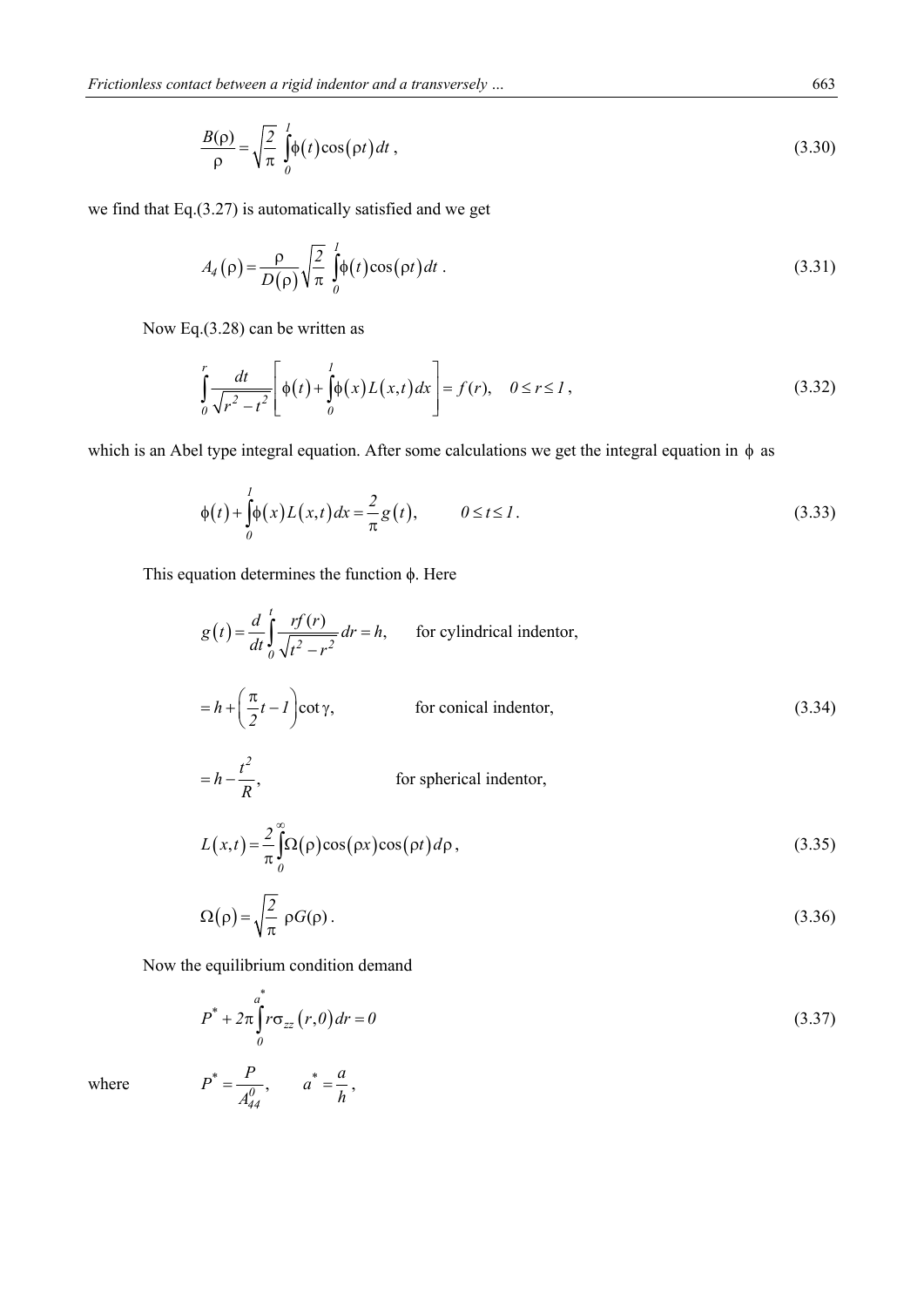$$\frac{B(\rho)}{\rho}=\sqrt{\frac{2}{\pi}}\int_{0}^{1}\phi(t)\cos(\rho t)\,dt\,, \tag{3.30}$$

we find that Eq.(3.27) is automatically satisfied and we get

$$A_4(\rho)=\frac{\rho}{D(\rho)}\sqrt{\frac{2}{\pi}}\int_{0}^{1}\phi(t)\cos(\rho t)\,dt\,. \tag{3.31}$$

Now Eq.(3.28) can be written as

$$\int_{0}^{r}\frac{dt}{\sqrt{r^2-t^2}}\left[\phi(t)+\int_{0}^{1}\phi(x)L(x,t)\,dx\right]=f(r),\quad 0\le r\le 1\,, \tag{3.32}$$

which is an Abel type integral equation. After some calculations we get the integral equation in $\phi$ as

$$\phi(t)+\int_{0}^{1}\phi(x)L(x,t)\,dx=\frac{2}{\pi}g(t),\qquad 0\le t\le 1\,. \tag{3.33}$$

This equation determines the function $\phi$. Here

$$
\begin{aligned}
g(t)&=\frac{d}{dt}\int_{0}^{t}\frac{rf(r)}{\sqrt{t^2-r^2}}\,dr=h, &&\text{for cylindrical indentor,}\\
&=h+\left(\frac{\pi}{2}t-1\right)\cot\gamma, &&\text{for conical indentor,}\\
&=h-\frac{t^2}{R}, &&\text{for spherical indentor,}
\end{aligned} \tag{3.34}
$$

$$L(x,t)=\frac{2}{\pi}\int_{0}^{\infty}\Omega(\rho)\cos(\rho x)\cos(\rho t)\,d\rho\,, \tag{3.35}$$

$$\Omega(\rho)=\sqrt{\frac{2}{\pi}}\;\rho G(\rho)\,. \tag{3.36}$$

Now the equilibrium condition demand

$$P^*+2\pi\int_{0}^{a^*}r\sigma_{zz}(r,0)\,dr=0 \tag{3.37}$$

where $\qquad P^*=\dfrac{P}{A_{44}^0},\qquad a^*=\dfrac{a}{h}\,,$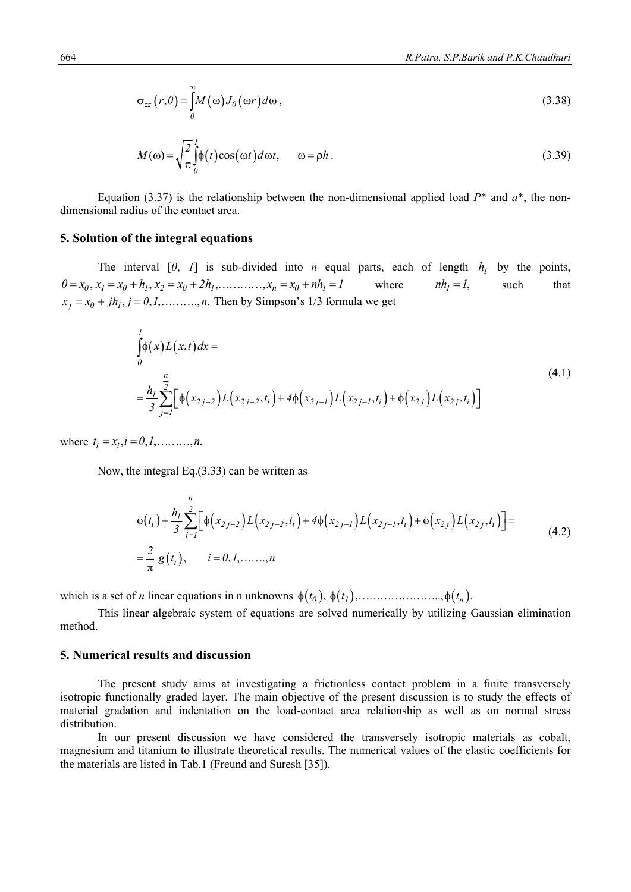$$\sigma_{zz}(r,0) = \int_0^{\infty} M(\omega) J_0(\omega r) d\omega , \tag{3.38}$$

$$M(\omega) = \sqrt{\frac{2}{\pi}} \int_0^1 \phi(t) \cos(\omega t) d\omega t, \qquad \omega = \rho h . \tag{3.39}$$

Equation (3.37) is the relationship between the non-dimensional applied load $P^*$ and $a^*$, the non-dimensional radius of the contact area.

## 5. Solution of the integral equations

The interval $[0, 1]$ is sub-divided into $n$ equal parts, each of length $h_1$ by the points, $0 = x_0, x_1 = x_0 + h_1, x_2 = x_0 + 2h_1, \ldots\ldots\ldots, x_n = x_0 + nh_1 = 1$ where $nh_1 = 1$, such that $x_j = x_0 + jh_1, j = 0,1,\ldots\ldots\ldots, n.$ Then by Simpson's 1/3 formula we get

$$\begin{aligned} &\int_0^1 \phi(x) L(x,t) dx = \\ &= \frac{h_1}{3} \sum_{j=1}^{\frac{n}{2}} \left[ \phi(x_{2j-2}) L(x_{2j-2}, t_i) + 4\phi(x_{2j-1}) L(x_{2j-1}, t_i) + \phi(x_{2j}) L(x_{2j}, t_i) \right] \end{aligned} \tag{4.1}$$

where $t_i = x_i, i = 0,1,\ldots\ldots\ldots, n.$

Now, the integral Eq.(3.33) can be written as

$$\begin{aligned} &\phi(t_i) + \frac{h_1}{3} \sum_{j=1}^{\frac{n}{2}} \left[ \phi(x_{2j-2}) L(x_{2j-2}, t_i) + 4\phi(x_{2j-1}) L(x_{2j-1}, t_i) + \phi(x_{2j}) L(x_{2j}, t_i) \right] = \\ &= \frac{2}{\pi} g(t_i), \qquad i = 0,1,\ldots\ldots, n \end{aligned} \tag{4.2}$$

which is a set of $n$ linear equations in n unknowns $\phi(t_0), \phi(t_1), \ldots\ldots\ldots\ldots\ldots\ldots, \phi(t_n)$.

This linear algebraic system of equations are solved numerically by utilizing Gaussian elimination method.

## 5. Numerical results and discussion

The present study aims at investigating a frictionless contact problem in a finite transversely isotropic functionally graded layer. The main objective of the present discussion is to study the effects of material gradation and indentation on the load-contact area relationship as well as on normal stress distribution.

In our present discussion we have considered the transversely isotropic materials as cobalt, magnesium and titanium to illustrate theoretical results. The numerical values of the elastic coefficients for the materials are listed in Tab.1 (Freund and Suresh [35]).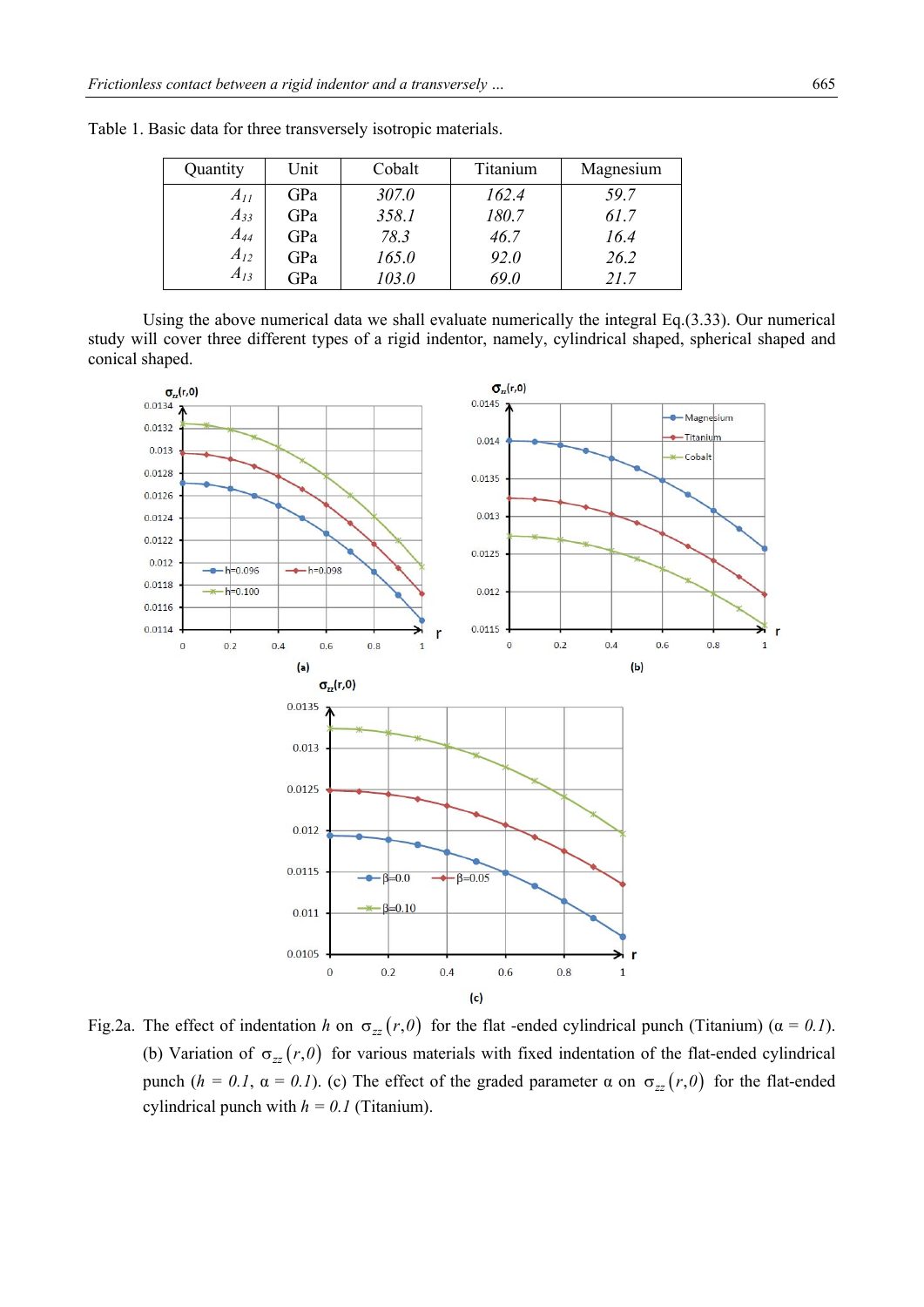Table 1. Basic data for three transversely isotropic materials.

| Quantity | Unit | Cobalt | Titanium | Magnesium |
|---|---|---|---|---|
| $A_{11}$ | GPa | *307.0* | *162.4* | *59.7* |
| $A_{33}$ | GPa | *358.1* | *180.7* | *61.7* |
| $A_{44}$ | GPa | *78.3* | *46.7* | *16.4* |
| $A_{12}$ | GPa | *165.0* | *92.0* | *26.2* |
| $A_{13}$ | GPa | *103.0* | *69.0* | *21.7* |

Using the above numerical data we shall evaluate numerically the integral Eq.(3.33). Our numerical study will cover three different types of a rigid indentor, namely, cylindrical shaped, spherical shaped and conical shaped.

Fig.2a. The effect of indentation $h$ on $\sigma_{zz}(r,0)$ for the flat -ended cylindrical punch (Titanium) ($\alpha = 0.1$). (b) Variation of $\sigma_{zz}(r,0)$ for various materials with fixed indentation of the flat-ended cylindrical punch ($h = 0.1$, $\alpha = 0.1$). (c) The effect of the graded parameter $\alpha$ on $\sigma_{zz}(r,0)$ for the flat-ended cylindrical punch with $h = 0.1$ (Titanium).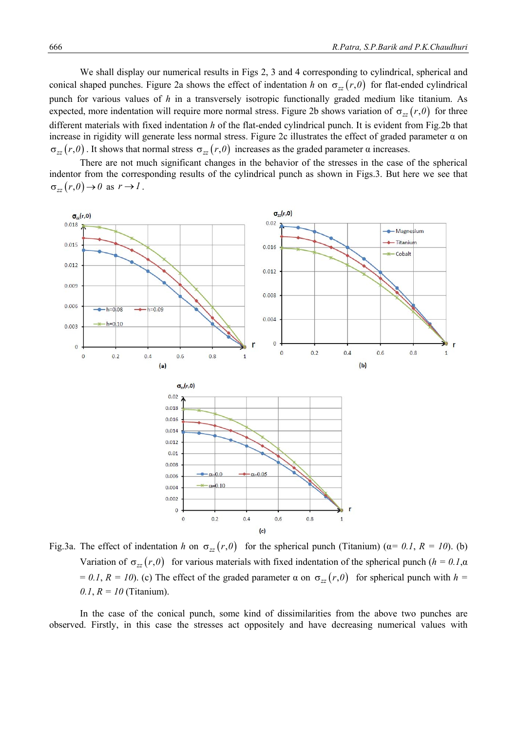We shall display our numerical results in Figs 2, 3 and 4 corresponding to cylindrical, spherical and conical shaped punches. Figure 2a shows the effect of indentation $h$ on $\sigma_{zz}(r,0)$ for flat-ended cylindrical punch for various values of $h$ in a transversely isotropic functionally graded medium like titanium. As expected, more indentation will require more normal stress. Figure 2b shows variation of $\sigma_{zz}(r,0)$ for three different materials with fixed indentation $h$ of the flat-ended cylindrical punch. It is evident from Fig.2b that increase in rigidity will generate less normal stress. Figure 2c illustrates the effect of graded parameter α on $\sigma_{zz}(r,0)$. It shows that normal stress $\sigma_{zz}(r,0)$ increases as the graded parameter α increases.

There are not much significant changes in the behavior of the stresses in the case of the spherical indentor from the corresponding results of the cylindrical punch as shown in Figs.3. But here we see that $\sigma_{zz}(r,0) \to 0$ as $r \to 1$.

Fig.3a. The effect of indentation $h$ on $\sigma_{zz}(r,0)$ for the spherical punch (Titanium) ($\alpha = 0.1$, $R = 10$). (b) Variation of $\sigma_{zz}(r,0)$ for various materials with fixed indentation of the spherical punch ($h = 0.1$, $\alpha = 0.1$, $R = 10$). (c) The effect of the graded parameter α on $\sigma_{zz}(r,0)$ for spherical punch with $h = 0.1$, $R = 10$ (Titanium).

In the case of the conical punch, some kind of dissimilarities from the above two punches are observed. Firstly, in this case the stresses act oppositely and have decreasing numerical values with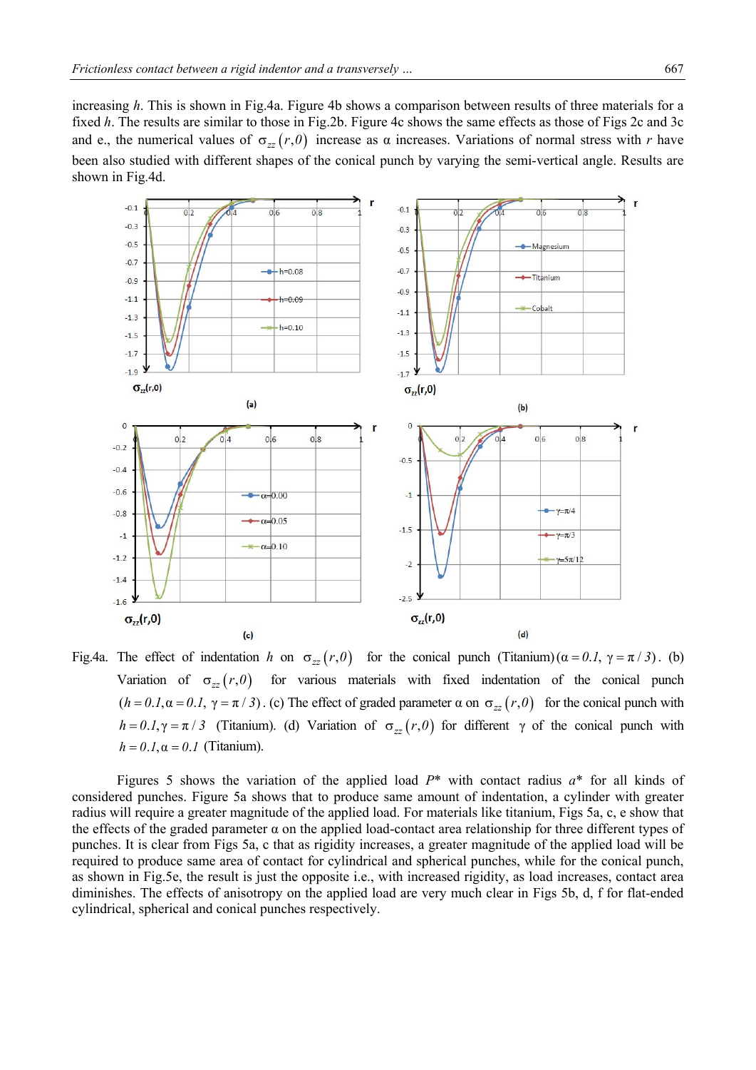increasing $h$. This is shown in Fig.4a. Figure 4b shows a comparison between results of three materials for a fixed $h$. The results are similar to those in Fig.2b. Figure 4c shows the same effects as those of Figs 2c and 3c and e., the numerical values of $\sigma_{zz}(r,0)$ increase as α increases. Variations of normal stress with $r$ have been also studied with different shapes of the conical punch by varying the semi-vertical angle. Results are shown in Fig.4d.

Fig.4a. The effect of indentation $h$ on $\sigma_{zz}(r,0)$ for the conical punch (Titanium) $(\alpha = 0.1,\ \gamma = \pi/3)$. (b) Variation of $\sigma_{zz}(r,0)$ for various materials with fixed indentation of the conical punch $(h = 0.1, \alpha = 0.1,\ \gamma = \pi/3)$. (c) The effect of graded parameter α on $\sigma_{zz}(r,0)$ for the conical punch with $h = 0.1, \gamma = \pi/3$ (Titanium). (d) Variation of $\sigma_{zz}(r,0)$ for different γ of the conical punch with $h = 0.1, \alpha = 0.1$ (Titanium).

Figures 5 shows the variation of the applied load $P^*$ with contact radius $a^*$ for all kinds of considered punches. Figure 5a shows that to produce same amount of indentation, a cylinder with greater radius will require a greater magnitude of the applied load. For materials like titanium, Figs 5a, c, e show that the effects of the graded parameter α on the applied load-contact area relationship for three different types of punches. It is clear from Figs 5a, c that as rigidity increases, a greater magnitude of the applied load will be required to produce same area of contact for cylindrical and spherical punches, while for the conical punch, as shown in Fig.5e, the result is just the opposite i.e., with increased rigidity, as load increases, contact area diminishes. The effects of anisotropy on the applied load are very much clear in Figs 5b, d, f for flat-ended cylindrical, spherical and conical punches respectively.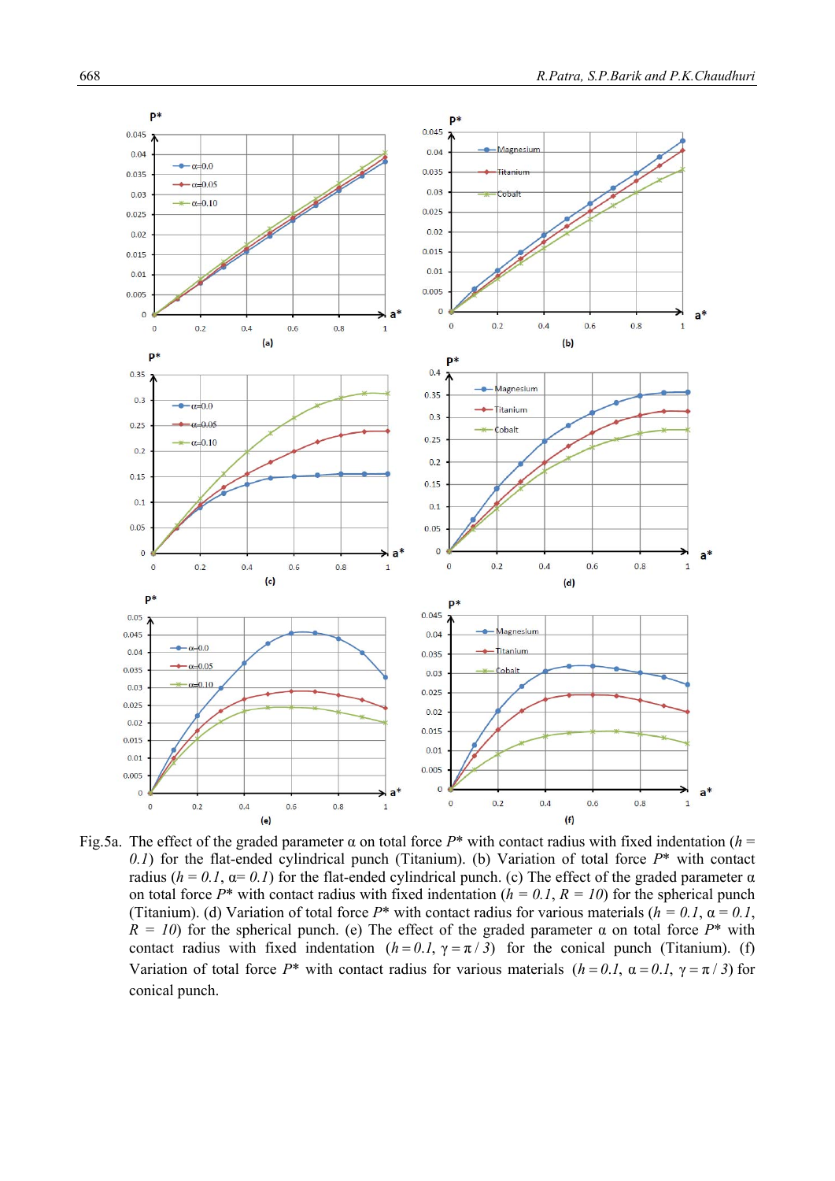Fig.5a. The effect of the graded parameter α on total force $P^*$ with contact radius with fixed indentation ($h = 0.1$) for the flat-ended cylindrical punch (Titanium). (b) Variation of total force $P^*$ with contact radius ($h = 0.1$, $\alpha = 0.1$) for the flat-ended cylindrical punch. (c) The effect of the graded parameter α on total force $P^*$ with contact radius with fixed indentation ($h = 0.1$, $R = 10$) for the spherical punch (Titanium). (d) Variation of total force $P^*$ with contact radius for various materials ($h = 0.1$, $\alpha = 0.1$, $R = 10$) for the spherical punch. (e) The effect of the graded parameter α on total force $P^*$ with contact radius with fixed indentation ($h = 0.1$, $\gamma = \pi/3$) for the conical punch (Titanium). (f) Variation of total force $P^*$ with contact radius for various materials ($h = 0.1$, $\alpha = 0.1$, $\gamma = \pi/3$) for conical punch.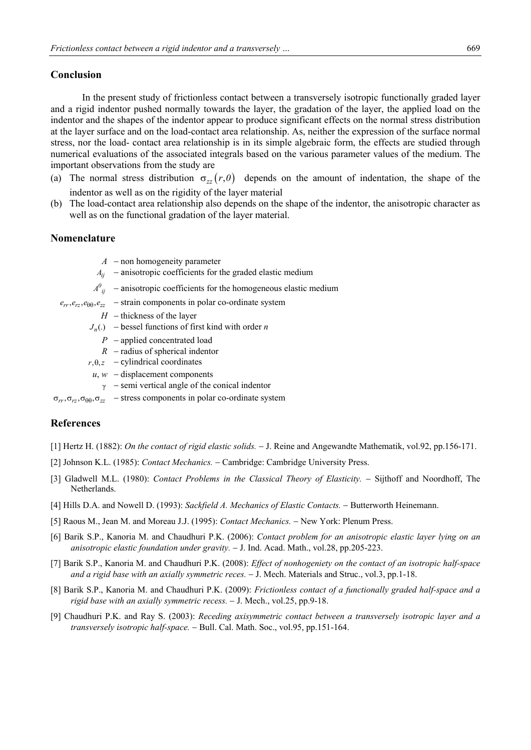## Conclusion

In the present study of frictionless contact between a transversely isotropic functionally graded layer and a rigid indentor pushed normally towards the layer, the gradation of the layer, the applied load on the indentor and the shapes of the indentor appear to produce significant effects on the normal stress distribution at the layer surface and on the load-contact area relationship. As, neither the expression of the surface normal stress, nor the load- contact area relationship is in its simple algebraic form, the effects are studied through numerical evaluations of the associated integrals based on the various parameter values of the medium. The important observations from the study are

(a) The normal stress distribution $\sigma_{zz}(r,0)$ depends on the amount of indentation, the shape of the indentor as well as on the rigidity of the layer material

(b) The load-contact area relationship also depends on the shape of the indentor, the anisotropic character as well as on the functional gradation of the layer material.

## Nomenclature

- $A$ – non homogeneity parameter
- $A_{ij}$ – anisotropic coefficients for the graded elastic medium
- $A^{0}_{ij}$ – anisotropic coefficients for the homogeneous elastic medium
- $e_{rr}, e_{rz}, e_{\theta\theta}, e_{zz}$ – strain components in polar co-ordinate system
- $H$ – thickness of the layer
- $J_n(.)$ – bessel functions of first kind with order $n$
- $P$ – applied concentrated load
- $R$ – radius of spherical indentor
- $r, \theta, z$ – cylindrical coordinates
- $u, w$ – displacement components
- $\gamma$ – semi vertical angle of the conical indentor
- $\sigma_{rr}, \sigma_{rz}, \sigma_{\theta\theta}, \sigma_{zz}$ – stress components in polar co-ordinate system

## References

[1] Hertz H. (1882): *On the contact of rigid elastic solids.* – J. Reine and Angewandte Mathematik, vol.92, pp.156-171.

[2] Johnson K.L. (1985): *Contact Mechanics.* – Cambridge: Cambridge University Press.

[3] Gladwell M.L. (1980): *Contact Problems in the Classical Theory of Elasticity.* – Sijthoff and Noordhoff, The Netherlands.

[4] Hills D.A. and Nowell D. (1993): *Sackfield A. Mechanics of Elastic Contacts.* – Butterworth Heinemann.

[5] Raous M., Jean M. and Moreau J.J. (1995): *Contact Mechanics.* – New York: Plenum Press.

[6] Barik S.P., Kanoria M. and Chaudhuri P.K. (2006): *Contact problem for an anisotropic elastic layer lying on an anisotropic elastic foundation under gravity.* – J. Ind. Acad. Math., vol.28, pp.205-223.

[7] Barik S.P., Kanoria M. and Chaudhuri P.K. (2008): *Effect of nonhogeniety on the contact of an isotropic half-space and a rigid base with an axially symmetric reces.* – J. Mech. Materials and Struc., vol.3, pp.1-18.

[8] Barik S.P., Kanoria M. and Chaudhuri P.K. (2009): *Frictionless contact of a functionally graded half-space and a rigid base with an axially symmetric recess.* – J. Mech., vol.25, pp.9-18.

[9] Chaudhuri P.K. and Ray S. (2003): *Receding axisymmetric contact between a transversely isotropic layer and a transversely isotropic half-space.* – Bull. Cal. Math. Soc., vol.95, pp.151-164.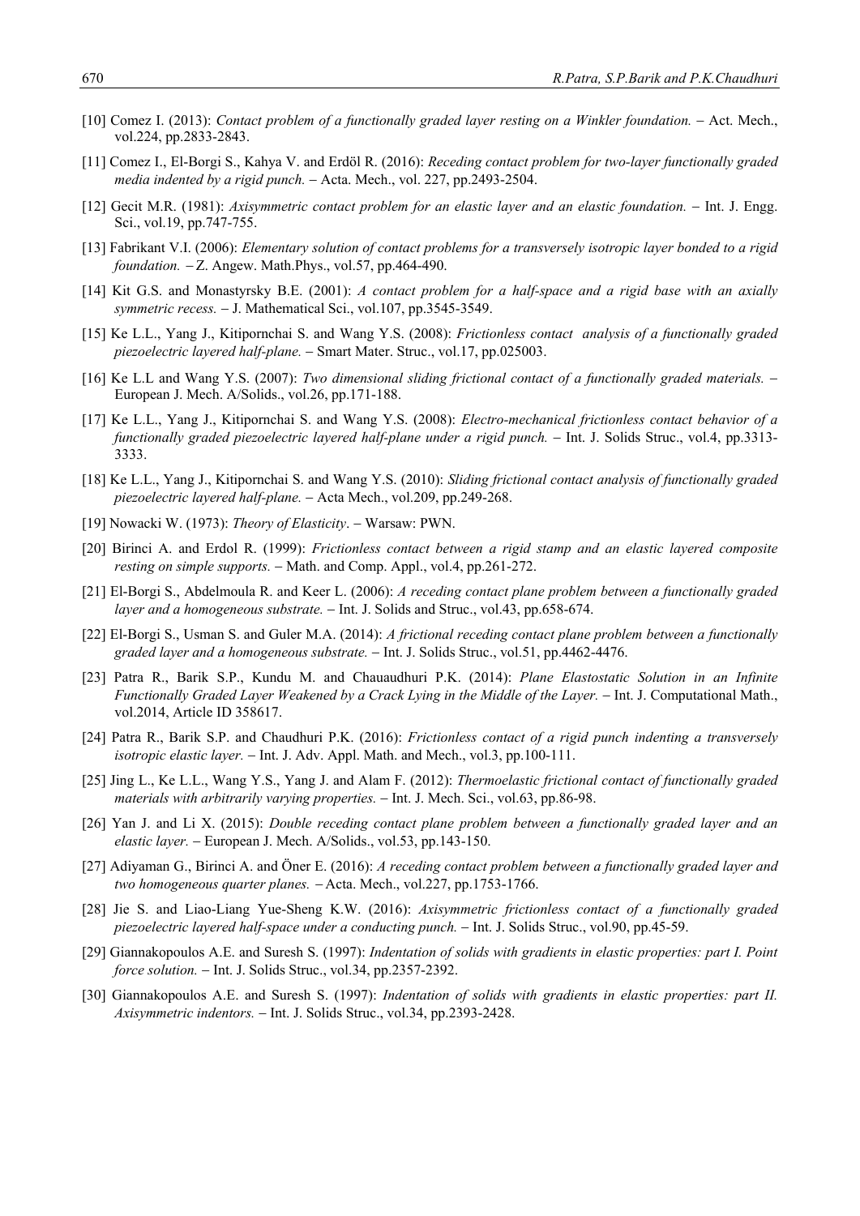[10] Comez I. (2013): *Contact problem of a functionally graded layer resting on a Winkler foundation.* – Act. Mech., vol.224, pp.2833-2843.

[11] Comez I., El-Borgi S., Kahya V. and Erdöl R. (2016): *Receding contact problem for two-layer functionally graded media indented by a rigid punch.* – Acta. Mech., vol. 227, pp.2493-2504.

[12] Gecit M.R. (1981): *Axisymmetric contact problem for an elastic layer and an elastic foundation.* – Int. J. Engg. Sci., vol.19, pp.747-755.

[13] Fabrikant V.I. (2006): *Elementary solution of contact problems for a transversely isotropic layer bonded to a rigid foundation.* – Z. Angew. Math.Phys., vol.57, pp.464-490.

[14] Kit G.S. and Monastyrsky B.E. (2001): *A contact problem for a half-space and a rigid base with an axially symmetric recess.* – J. Mathematical Sci., vol.107, pp.3545-3549.

[15] Ke L.L., Yang J., Kitipornchai S. and Wang Y.S. (2008): *Frictionless contact analysis of a functionally graded piezoelectric layered half-plane.* – Smart Mater. Struc., vol.17, pp.025003.

[16] Ke L.L and Wang Y.S. (2007): *Two dimensional sliding frictional contact of a functionally graded materials.* – European J. Mech. A/Solids., vol.26, pp.171-188.

[17] Ke L.L., Yang J., Kitipornchai S. and Wang Y.S. (2008): *Electro-mechanical frictionless contact behavior of a functionally graded piezoelectric layered half-plane under a rigid punch.* – Int. J. Solids Struc., vol.4, pp.3313-3333.

[18] Ke L.L., Yang J., Kitipornchai S. and Wang Y.S. (2010): *Sliding frictional contact analysis of functionally graded piezoelectric layered half-plane.* – Acta Mech., vol.209, pp.249-268.

[19] Nowacki W. (1973): *Theory of Elasticity*. – Warsaw: PWN.

[20] Birinci A. and Erdol R. (1999): *Frictionless contact between a rigid stamp and an elastic layered composite resting on simple supports.* – Math. and Comp. Appl., vol.4, pp.261-272.

[21] El-Borgi S., Abdelmoula R. and Keer L. (2006): *A receding contact plane problem between a functionally graded layer and a homogeneous substrate.* – Int. J. Solids and Struc., vol.43, pp.658-674.

[22] El-Borgi S., Usman S. and Guler M.A. (2014): *A frictional receding contact plane problem between a functionally graded layer and a homogeneous substrate.* – Int. J. Solids Struc., vol.51, pp.4462-4476.

[23] Patra R., Barik S.P., Kundu M. and Chauaudhuri P.K. (2014): *Plane Elastostatic Solution in an Infinite Functionally Graded Layer Weakened by a Crack Lying in the Middle of the Layer.* – Int. J. Computational Math., vol.2014, Article ID 358617.

[24] Patra R., Barik S.P. and Chaudhuri P.K. (2016): *Frictionless contact of a rigid punch indenting a transversely isotropic elastic layer.* – Int. J. Adv. Appl. Math. and Mech., vol.3, pp.100-111.

[25] Jing L., Ke L.L., Wang Y.S., Yang J. and Alam F. (2012): *Thermoelastic frictional contact of functionally graded materials with arbitrarily varying properties.* – Int. J. Mech. Sci., vol.63, pp.86-98.

[26] Yan J. and Li X. (2015): *Double receding contact plane problem between a functionally graded layer and an elastic layer.* – European J. Mech. A/Solids., vol.53, pp.143-150.

[27] Adiyaman G., Birinci A. and Öner E. (2016): *A receding contact problem between a functionally graded layer and two homogeneous quarter planes.* – Acta. Mech., vol.227, pp.1753-1766.

[28] Jie S. and Liao-Liang Yue-Sheng K.W. (2016): *Axisymmetric frictionless contact of a functionally graded piezoelectric layered half-space under a conducting punch.* – Int. J. Solids Struc., vol.90, pp.45-59.

[29] Giannakopoulos A.E. and Suresh S. (1997): *Indentation of solids with gradients in elastic properties: part I. Point force solution.* – Int. J. Solids Struc., vol.34, pp.2357-2392.

[30] Giannakopoulos A.E. and Suresh S. (1997): *Indentation of solids with gradients in elastic properties: part II. Axisymmetric indentors.* – Int. J. Solids Struc., vol.34, pp.2393-2428.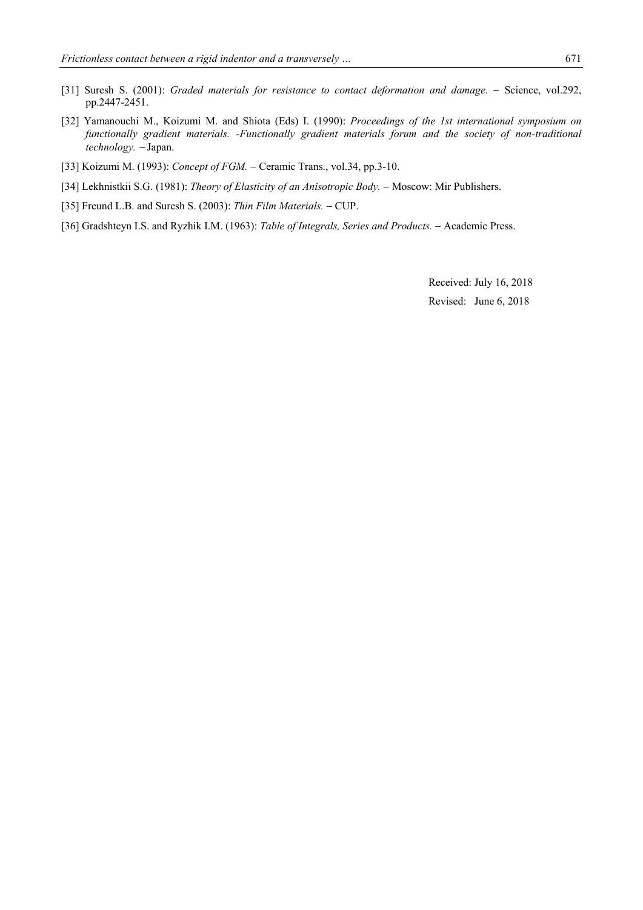[31] Suresh S. (2001): *Graded materials for resistance to contact deformation and damage.* – Science, vol.292, pp.2447-2451.

[32] Yamanouchi M., Koizumi M. and Shiota (Eds) I. (1990): *Proceedings of the 1st international symposium on functionally gradient materials. -Functionally gradient materials forum and the society of non-traditional technology.* – Japan.

[33] Koizumi M. (1993): *Concept of FGM.* – Ceramic Trans., vol.34, pp.3-10.

[34] Lekhnistkii S.G. (1981): *Theory of Elasticity of an Anisotropic Body.* – Moscow: Mir Publishers.

[35] Freund L.B. and Suresh S. (2003): *Thin Film Materials.* – CUP.

[36] Gradshteyn I.S. and Ryzhik I.M. (1963): *Table of Integrals, Series and Products.* – Academic Press.

Received: July 16, 2018

Revised: June 6, 2018